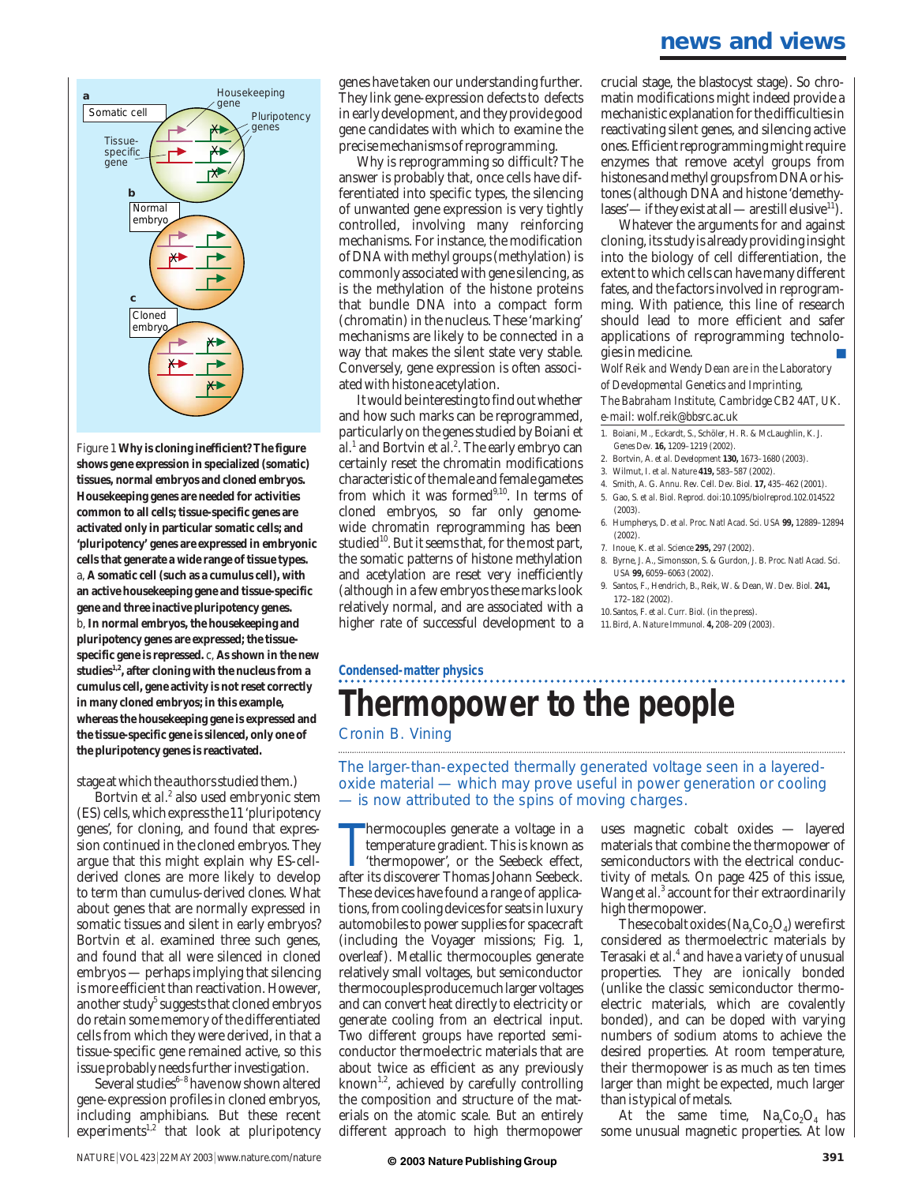Housekeeping gene

Somatic cell

Tissue-specific gene

Pluripotency genes

Normal embryo

Cloned embryo

a

b

c

Figure 1 **Why is cloning inefficient? The figure shows gene expression in specialized (somatic) tissues, normal embryos and cloned embryos. Housekeeping genes are needed for activities common to all cells; tissue-specific genes are activated only in particular somatic cells; and 'pluripotency' genes are expressed in embryonic cells that generate a wide range of tissue types.** a, **A somatic cell (such as a cumulus cell), with an active housekeeping gene and tissue-specific gene and three inactive pluripotency genes.** b, **In normal embryos, the housekeeping and pluripotency genes are expressed; the tissue-specific gene is repressed.** c, **As shown in the new studies[1,2], after cloning with the nucleus from a cumulus cell, gene activity is not reset correctly in many cloned embryos; in this example, whereas the housekeeping gene is expressed and the tissue-specific gene is silenced, only one of the pluripotency genes is reactivated.**

stage at which the authors studied them.)

Bortvin *et al.*[2] also used embryonic stem (ES) cells, which express the 11 'pluripotency genes', for cloning, and found that expression continued in the cloned embryos. They argue that this might explain why ES-cell-derived clones are more likely to develop to term than cumulus-derived clones. What about genes that are normally expressed in somatic tissues and silent in early embryos? Bortvin *et al.* examined three such genes, and found that all were silenced in cloned embryos — perhaps implying that silencing is more efficient than reactivation. However, another study[5] suggests that cloned embryos do retain some memory of the differentiated cells from which they were derived, in that a tissue-specific gene remained active, so this issue probably needs further investigation.

Several studies[6–8] have now shown altered gene-expression profiles in cloned embryos, including amphibians. But these recent experiments[1,2] that look at pluripotency genes have taken our understanding further. They link gene-expression defects to defects in early development, and they provide good gene candidates with which to examine the precise mechanisms of reprogramming.

Why is reprogramming so difficult? The answer is probably that, once cells have differentiated into specific types, the silencing of unwanted gene expression is very tightly controlled, involving many reinforcing mechanisms. For instance, the modification of DNA with methyl groups (methylation) is commonly associated with gene silencing, as is the methylation of the histone proteins that bundle DNA into a compact form (chromatin) in the nucleus. These 'marking' mechanisms are likely to be connected in a way that makes the silent state very stable. Conversely, gene expression is often associated with histone acetylation.

It would be interesting to find out whether and how such marks can be reprogrammed, particularly on the genes studied by Boiani *et al.*[1] and Bortvin *et al.*[2]. The early embryo can certainly reset the chromatin modifications characteristic of the male and female gametes from which it was formed[9,10]. In terms of cloned embryos, so far only genome-wide chromatin reprogramming has been studied[10]. But it seems that, for the most part, the somatic patterns of histone methylation and acetylation are reset very inefficiently (although in a few embryos these marks look relatively normal, and are associated with a higher rate of successful development to a crucial stage, the blastocyst stage). So chromatin modifications might indeed provide a mechanistic explanation for the difficulties in reactivating silent genes, and silencing active ones. Efficient reprogramming might require enzymes that remove acetyl groups from histones and methyl groups from DNA or histones (although DNA and histone 'demethylases' — if they exist at all — are still elusive[11]).

Whatever the arguments for and against cloning, its study is already providing insight into the biology of cell differentiation, the extent to which cells can have many different fates, and the factors involved in reprogramming. With patience, this line of research should lead to more efficient and safer applications of reprogramming technologies in medicine. ■

*Wolf Reik and Wendy Dean are in the Laboratory of Developmental Genetics and Imprinting, The Babraham Institute, Cambridge CB2 4AT, UK.*
*e-mail: wolf.reik@bbsrc.ac.uk*

1. Boiani, M., Eckardt, S., Schöler, H. R. & McLaughlin, K. J. *Genes Dev.* **16,** 1209–1219 (2002).
2. Bortvin, A. *et al. Development* **130,** 1673–1680 (2003).
3. Wilmut, I. *et al. Nature* **419,** 583–587 (2002).
4. Smith, A. G. *Annu. Rev. Cell Dev. Biol.* **17,** 435–462 (2001).
5. Gao, S. *et al. Biol. Reprod.* doi:10.1095/biolreprod.102.014522 (2003).
6. Humpherys, D. *et al. Proc. Natl Acad. Sci. USA* **99,** 12889–12894 (2002).
7. Inoue, K. *et al. Science* **295,** 297 (2002).
8. Byrne, J. A., Simonsson, S. & Gurdon, J. B. *Proc. Natl Acad. Sci. USA* **99,** 6059–6063 (2002).
9. Santos, F., Hendrich, B., Reik, W. & Dean, W. *Dev. Biol.* **241,** 172–182 (2002).
10. Santos, F. *et al. Curr. Biol.* (in the press).
11. Bird, A. *Nature Immunol.* **4,** 208–209 (2003).

**Condensed-matter physics**

# Thermopower to the people

Cronin B. Vining

**The larger-than-expected thermally generated voltage seen in a layered-oxide material — which may prove useful in power generation or cooling — is now attributed to the spins of moving charges.**

Thermocouples generate a voltage in a temperature gradient. This is known as 'thermopower', or the Seebeck effect, after its discoverer Thomas Johann Seebeck. These devices have found a range of applications, from cooling devices for seats in luxury automobiles to power supplies for spacecraft (including the Voyager missions; Fig. 1, overleaf). Metallic thermocouples generate relatively small voltages, but semiconductor thermocouples produce much larger voltages and can convert heat directly to electricity or generate cooling from an electrical input. Two different groups have reported semiconductor thermoelectric materials that are about twice as efficient as any previously known[1,2], achieved by carefully controlling the composition and structure of the materials on the atomic scale. But an entirely different approach to high thermopower uses magnetic cobalt oxides — layered materials that combine the thermopower of semiconductors with the electrical conductivity of metals. On page 425 of this issue, Wang *et al.*[3] account for their extraordinarily high thermopower.

These cobalt oxides ($Na_xCo_2O_4$) were first considered as thermoelectric materials by Terasaki *et al.*[4] and have a variety of unusual properties. They are ionically bonded (unlike the classic semiconductor thermoelectric materials, which are covalently bonded), and can be doped with varying numbers of sodium atoms to achieve the desired properties. At room temperature, their thermopower is as much as ten times larger than might be expected, much larger than is typical of metals.

At the same time, $Na_xCo_2O_4$ has some unusual magnetic properties. At low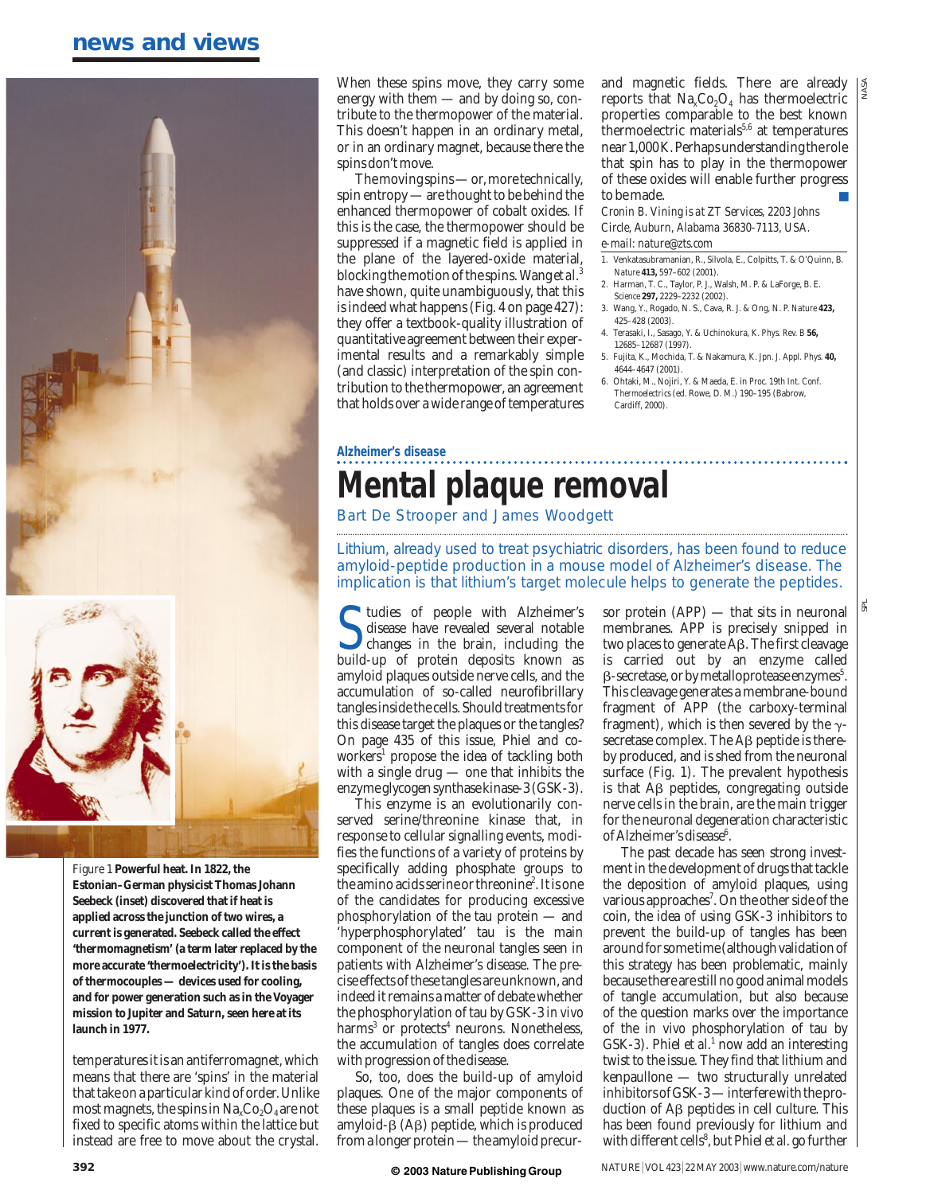Figure 1 **Powerful heat. In 1822, the Estonian–German physicist Thomas Johann Seebeck (inset) discovered that if heat is applied across the junction of two wires, a current is generated. Seebeck called the effect 'thermomagnetism' (a term later replaced by the more accurate 'thermoelectricity'). It is the basis of thermocouples — devices used for cooling, and for power generation such as in the Voyager mission to Jupiter and Saturn, seen here at its launch in 1977.**

temperatures it is an antiferromagnet, which means that there are 'spins' in the material that take on a particular kind of order. Unlike most magnets, the spins in $Na_xCo_2O_4$ are not fixed to specific atoms within the lattice but instead are free to move about the crystal. When these spins move, they carry some energy with them — and by doing so, contribute to the thermopower of the material. This doesn't happen in an ordinary metal, or in an ordinary magnet, because there the spins don't move.

The moving spins — or, more technically, spin entropy — are thought to be behind the enhanced thermopower of cobalt oxides. If this is the case, the thermopower should be suppressed if a magnetic field is applied in the plane of the layered-oxide material, blocking the motion of the spins. Wang *et al.*[3] have shown, quite unambiguously, that this is indeed what happens (Fig. 4 on page 427): they offer a textbook-quality illustration of quantitative agreement between their experimental results and a remarkably simple (and classic) interpretation of the spin contribution to the thermopower, an agreement that holds over a wide range of temperatures and magnetic fields. There are already reports that $Na_xCo_2O_4$ has thermoelectric properties comparable to the best known thermoelectric materials[5,6] at temperatures near 1,000 K. Perhaps understanding the role that spin has to play in the thermopower of these oxides will enable further progress to be made.

*Cronin B. Vining is at ZT Services, 2203 Johns Circle, Auburn, Alabama 36830-7113, USA.*
*e-mail: nature@zts.com*

1. Venkatasubramanian, R., Silvola, E., Colpitts, T. & O'Quinn, B. *Nature* **413,** 597–602 (2001).
2. Harman, T. C., Taylor, P. J., Walsh, M. P. & LaForge, B. E. *Science* **297,** 2229–2232 (2002).
3. Wang, Y., Rogado, N. S., Cava, R. J. & Ong, N. P. *Nature* **423,** 425–428 (2003).
4. Terasaki, I., Sasago, Y. & Uchinokura, K. *Phys. Rev. B* **56,** 12685–12687 (1997).
5. Fujita, K., Mochida, T. & Nakamura, K. *Jpn. J. Appl. Phys.* **40,** 4644–4647 (2001).
6. Ohtaki, M., Nojiri, Y. & Maeda, E. in *Proc. 19th Int. Conf. Thermoelectrics* (ed. Rowe, D. M.) 190–195 (Babrow, Cardiff, 2000).

**Alzheimer's disease**

# Mental plaque removal

Bart De Strooper and James Woodgett

**Lithium, already used to treat psychiatric disorders, has been found to reduce amyloid-peptide production in a mouse model of Alzheimer's disease. The implication is that lithium's target molecule helps to generate the peptides.**

Studies of people with Alzheimer's disease have revealed several notable changes in the brain, including the build-up of protein deposits known as amyloid plaques outside nerve cells, and the accumulation of so-called neurofibrillary tangles inside the cells. Should treatments for this disease target the plaques or the tangles? On page 435 of this issue, Phiel and co-workers[1] propose the idea of tackling both with a single drug — one that inhibits the enzyme glycogen synthase kinase-3 (GSK-3).

This enzyme is an evolutionarily conserved serine/threonine kinase that, in response to cellular signalling events, modifies the functions of a variety of proteins by specifically adding phosphate groups to the amino acids serine or threonine[2]. It is one of the candidates for producing excessive phosphorylation of the tau protein — and 'hyperphosphorylated' tau is the main component of the neuronal tangles seen in patients with Alzheimer's disease. The precise effects of these tangles are unknown, and indeed it remains a matter of debate whether the phosphorylation of tau by GSK-3 *in vivo* harms[3] or protects[4] neurons. Nonetheless, the accumulation of tangles does correlate with progression of the disease.

So, too, does the build-up of amyloid plaques. One of the major components of these plaques is a small peptide known as amyloid-β (Aβ) peptide, which is produced from a longer protein — the amyloid precursor protein (APP) — that sits in neuronal membranes. APP is precisely snipped in two places to generate Aβ. The first cleavage is carried out by an enzyme called β-secretase, or by metalloprotease enzymes[5]. This cleavage generates a membrane-bound fragment of APP (the carboxy-terminal fragment), which is then severed by the γ-secretase complex. The Aβ peptide is thereby produced, and is shed from the neuronal surface (Fig. 1). The prevalent hypothesis is that Aβ peptides, congregating outside nerve cells in the brain, are the main trigger for the neuronal degeneration characteristic of Alzheimer's disease[6].

The past decade has seen strong investment in the development of drugs that tackle the deposition of amyloid plaques, using various approaches[7]. On the other side of the coin, the idea of using GSK-3 inhibitors to prevent the build-up of tangles has been around for some time (although validation of this strategy has been problematic, mainly because there are still no good animal models of tangle accumulation, but also because of the question marks over the importance of the *in vivo* phosphorylation of tau by GSK-3). Phiel *et al.*[1] now add an interesting twist to the issue. They find that lithium and kenpaullone — two structurally unrelated inhibitors of GSK-3 — interfere with the production of Aβ peptides in cell culture. This has been found previously for lithium and with different cells[8], but Phiel *et al.* go further